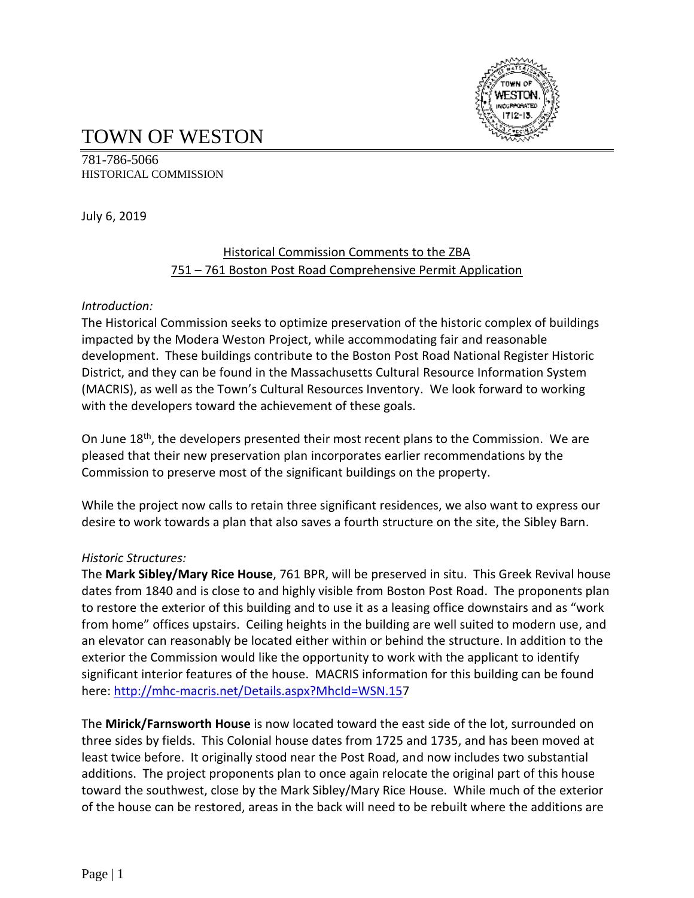# TOWN OF WESTON

781-786-5066
HISTORICAL COMMISSION

July 6, 2019

## Historical Commission Comments to the ZBA
## 751 – 761 Boston Post Road Comprehensive Permit Application

*Introduction:*

The Historical Commission seeks to optimize preservation of the historic complex of buildings impacted by the Modera Weston Project, while accommodating fair and reasonable development. These buildings contribute to the Boston Post Road National Register Historic District, and they can be found in the Massachusetts Cultural Resource Information System (MACRIS), as well as the Town's Cultural Resources Inventory. We look forward to working with the developers toward the achievement of these goals.

On June 18th, the developers presented their most recent plans to the Commission. We are pleased that their new preservation plan incorporates earlier recommendations by the Commission to preserve most of the significant buildings on the property.

While the project now calls to retain three significant residences, we also want to express our desire to work towards a plan that also saves a fourth structure on the site, the Sibley Barn.

*Historic Structures:*

The **Mark Sibley/Mary Rice House**, 761 BPR, will be preserved in situ. This Greek Revival house dates from 1840 and is close to and highly visible from Boston Post Road. The proponents plan to restore the exterior of this building and to use it as a leasing office downstairs and as "work from home" offices upstairs. Ceiling heights in the building are well suited to modern use, and an elevator can reasonably be located either within or behind the structure. In addition to the exterior the Commission would like the opportunity to work with the applicant to identify significant interior features of the house. MACRIS information for this building can be found here: http://mhc-macris.net/Details.aspx?MhcId=WSN.157

The **Mirick/Farnsworth House** is now located toward the east side of the lot, surrounded on three sides by fields. This Colonial house dates from 1725 and 1735, and has been moved at least twice before. It originally stood near the Post Road, and now includes two substantial additions. The project proponents plan to once again relocate the original part of this house toward the southwest, close by the Mark Sibley/Mary Rice House. While much of the exterior of the house can be restored, areas in the back will need to be rebuilt where the additions are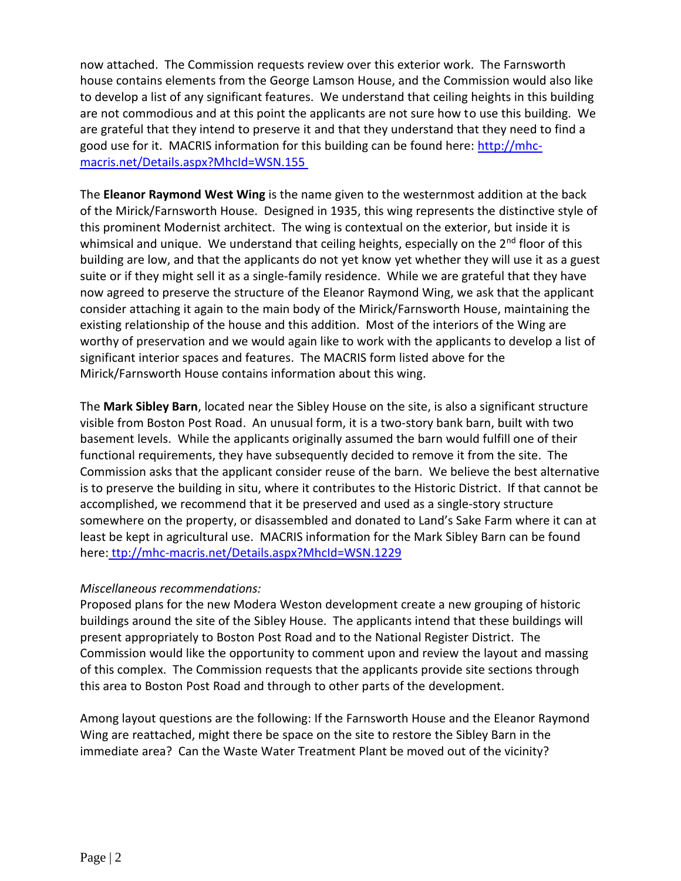now attached. The Commission requests review over this exterior work. The Farnsworth house contains elements from the George Lamson House, and the Commission would also like to develop a list of any significant features. We understand that ceiling heights in this building are not commodious and at this point the applicants are not sure how to use this building. We are grateful that they intend to preserve it and that they understand that they need to find a good use for it. MACRIS information for this building can be found here: [http://mhc-macris.net/Details.aspx?MhcId=WSN.155](http://mhc-macris.net/Details.aspx?MhcId=WSN.155)

The **Eleanor Raymond West Wing** is the name given to the westernmost addition at the back of the Mirick/Farnsworth House. Designed in 1935, this wing represents the distinctive style of this prominent Modernist architect. The wing is contextual on the exterior, but inside it is whimsical and unique. We understand that ceiling heights, especially on the 2nd floor of this building are low, and that the applicants do not yet know yet whether they will use it as a guest suite or if they might sell it as a single-family residence. While we are grateful that they have now agreed to preserve the structure of the Eleanor Raymond Wing, we ask that the applicant consider attaching it again to the main body of the Mirick/Farnsworth House, maintaining the existing relationship of the house and this addition. Most of the interiors of the Wing are worthy of preservation and we would again like to work with the applicants to develop a list of significant interior spaces and features. The MACRIS form listed above for the Mirick/Farnsworth House contains information about this wing.

The **Mark Sibley Barn**, located near the Sibley House on the site, is also a significant structure visible from Boston Post Road. An unusual form, it is a two-story bank barn, built with two basement levels. While the applicants originally assumed the barn would fulfill one of their functional requirements, they have subsequently decided to remove it from the site. The Commission asks that the applicant consider reuse of the barn. We believe the best alternative is to preserve the building in situ, where it contributes to the Historic District. If that cannot be accomplished, we recommend that it be preserved and used as a single-story structure somewhere on the property, or disassembled and donated to Land's Sake Farm where it can at least be kept in agricultural use. MACRIS information for the Mark Sibley Barn can be found here: [ttp://mhc-macris.net/Details.aspx?MhcId=WSN.1229](ttp://mhc-macris.net/Details.aspx?MhcId=WSN.1229)

*Miscellaneous recommendations:*

Proposed plans for the new Modera Weston development create a new grouping of historic buildings around the site of the Sibley House. The applicants intend that these buildings will present appropriately to Boston Post Road and to the National Register District. The Commission would like the opportunity to comment upon and review the layout and massing of this complex. The Commission requests that the applicants provide site sections through this area to Boston Post Road and through to other parts of the development.

Among layout questions are the following: If the Farnsworth House and the Eleanor Raymond Wing are reattached, might there be space on the site to restore the Sibley Barn in the immediate area? Can the Waste Water Treatment Plant be moved out of the vicinity?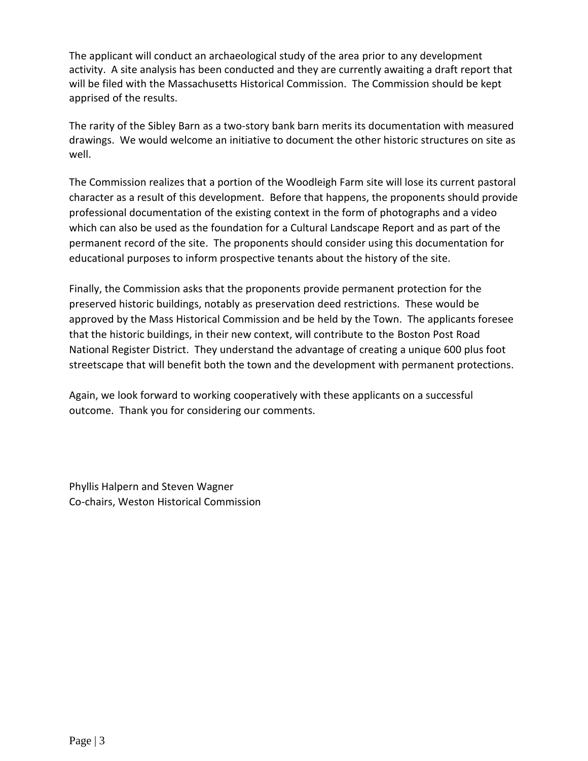The applicant will conduct an archaeological study of the area prior to any development activity. A site analysis has been conducted and they are currently awaiting a draft report that will be filed with the Massachusetts Historical Commission. The Commission should be kept apprised of the results.

The rarity of the Sibley Barn as a two-story bank barn merits its documentation with measured drawings. We would welcome an initiative to document the other historic structures on site as well.

The Commission realizes that a portion of the Woodleigh Farm site will lose its current pastoral character as a result of this development. Before that happens, the proponents should provide professional documentation of the existing context in the form of photographs and a video which can also be used as the foundation for a Cultural Landscape Report and as part of the permanent record of the site. The proponents should consider using this documentation for educational purposes to inform prospective tenants about the history of the site.

Finally, the Commission asks that the proponents provide permanent protection for the preserved historic buildings, notably as preservation deed restrictions. These would be approved by the Mass Historical Commission and be held by the Town. The applicants foresee that the historic buildings, in their new context, will contribute to the Boston Post Road National Register District. They understand the advantage of creating a unique 600 plus foot streetscape that will benefit both the town and the development with permanent protections.

Again, we look forward to working cooperatively with these applicants on a successful outcome. Thank you for considering our comments.

Phyllis Halpern and Steven Wagner
Co-chairs, Weston Historical Commission